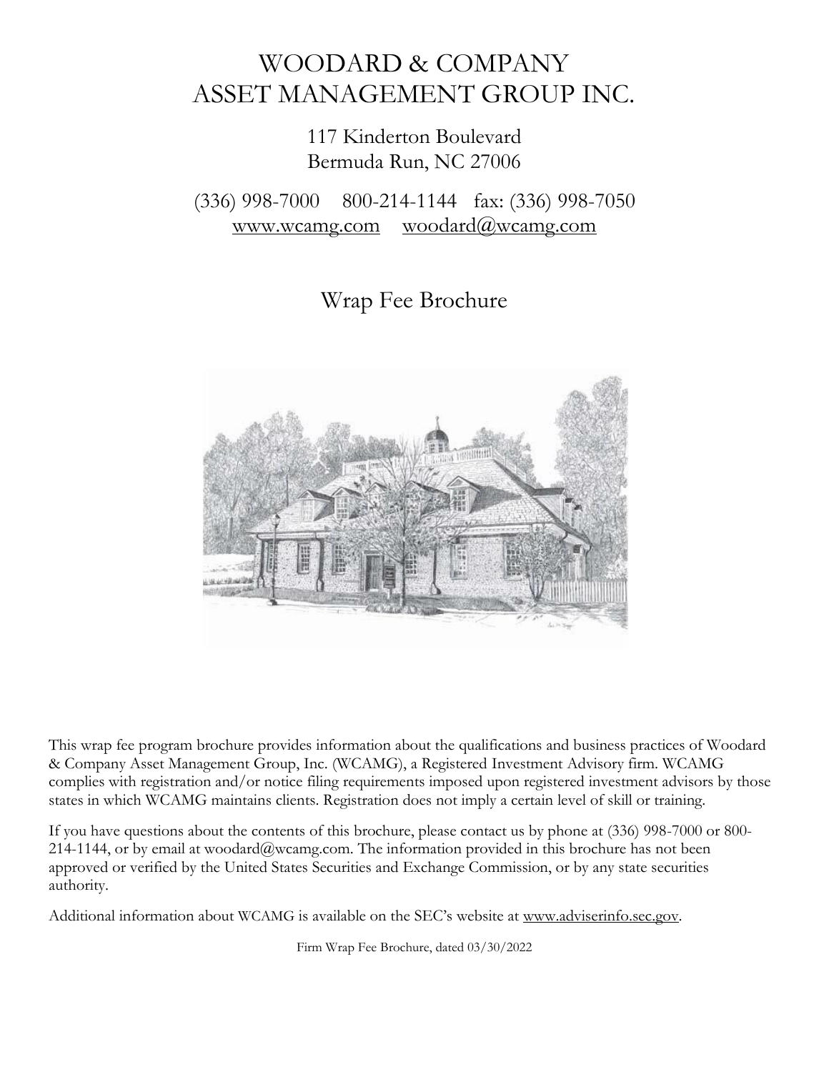# WOODARD & COMPANY
# ASSET MANAGEMENT GROUP INC.

117 Kinderton Boulevard
Bermuda Run, NC 27006

(336) 998-7000    800-214-1144    fax: (336) 998-7050
www.wcamg.com    woodard@wcamg.com

## Wrap Fee Brochure

This wrap fee program brochure provides information about the qualifications and business practices of Woodard & Company Asset Management Group, Inc. (WCAMG), a Registered Investment Advisory firm. WCAMG complies with registration and/or notice filing requirements imposed upon registered investment advisors by those states in which WCAMG maintains clients. Registration does not imply a certain level of skill or training.

If you have questions about the contents of this brochure, please contact us by phone at (336) 998-7000 or 800-214-1144, or by email at woodard@wcamg.com. The information provided in this brochure has not been approved or verified by the United States Securities and Exchange Commission, or by any state securities authority.

Additional information about WCAMG is available on the SEC's website at www.adviserinfo.sec.gov.

Firm Wrap Fee Brochure, dated 03/30/2022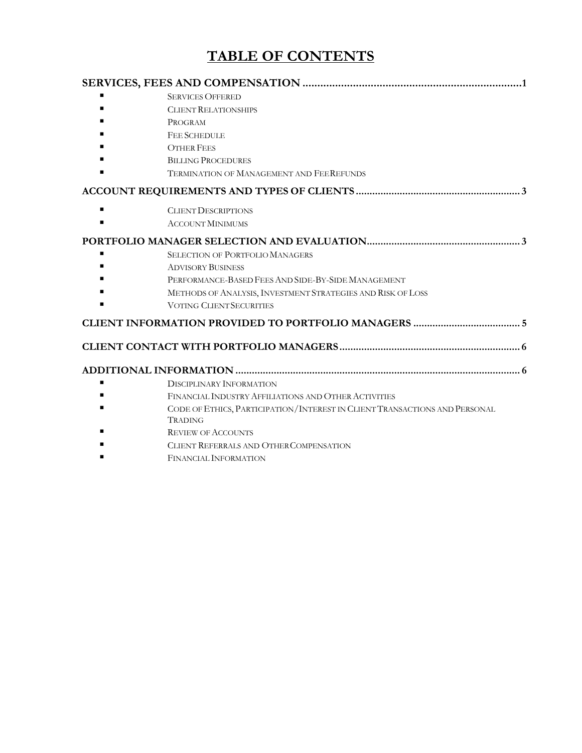# TABLE OF CONTENTS

**SERVICES, FEES AND COMPENSATION ...........................................................................1**

- Services Offered
- Client Relationships
- Program
- Fee Schedule
- Other Fees
- Billing Procedures
- Termination of Management and Fee Refunds

**ACCOUNT REQUIREMENTS AND TYPES OF CLIENTS ........................................................... 3**

- Client Descriptions
- Account Minimums

**PORTFOLIO MANAGER SELECTION AND EVALUATION....................................................... 3**

- Selection of Portfolio Managers
- Advisory Business
- Performance-Based Fees And Side-By-Side Management
- Methods of Analysis, Investment Strategies and Risk of Loss
- Voting Client Securities

**CLIENT INFORMATION PROVIDED TO PORTFOLIO MANAGERS ....................................... 5**

**CLIENT CONTACT WITH PORTFOLIO MANAGERS................................................................. 6**

**ADDITIONAL INFORMATION ....................................................................................................... 6**

- Disciplinary Information
- Financial Industry Affiliations and Other Activities
- Code of Ethics, Participation/Interest in Client Transactions and Personal Trading
- Review of Accounts
- Client Referrals and Other Compensation
- Financial Information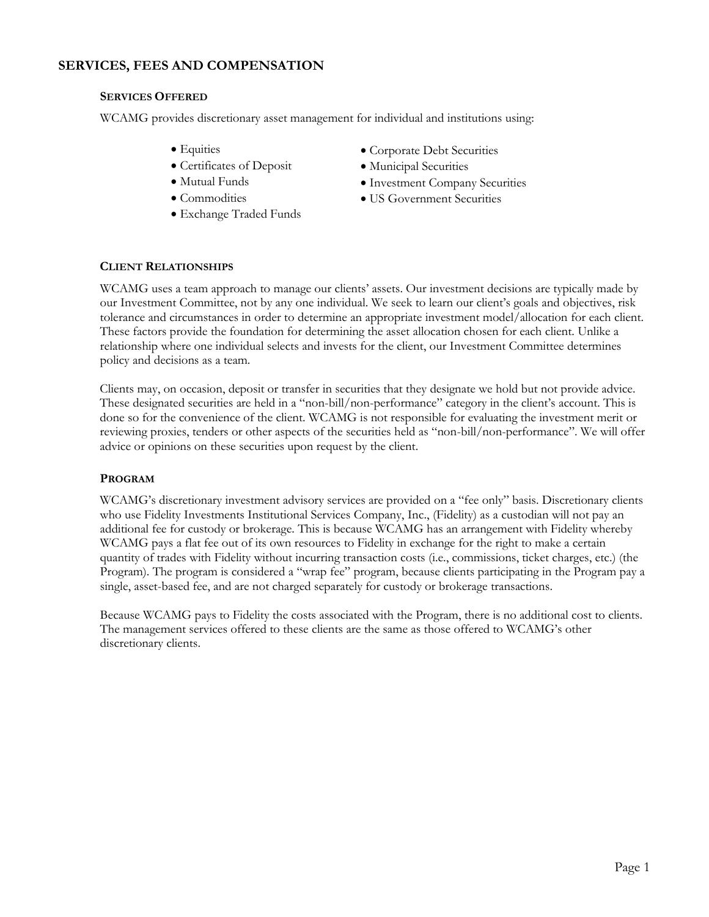## SERVICES, FEES AND COMPENSATION

### SERVICES OFFERED

WCAMG provides discretionary asset management for individual and institutions using:

- Equities
- Certificates of Deposit
- Mutual Funds
- Commodities
- Exchange Traded Funds
- Corporate Debt Securities
- Municipal Securities
- Investment Company Securities
- US Government Securities

### CLIENT RELATIONSHIPS

WCAMG uses a team approach to manage our clients' assets. Our investment decisions are typically made by our Investment Committee, not by any one individual. We seek to learn our client's goals and objectives, risk tolerance and circumstances in order to determine an appropriate investment model/allocation for each client. These factors provide the foundation for determining the asset allocation chosen for each client. Unlike a relationship where one individual selects and invests for the client, our Investment Committee determines policy and decisions as a team.

Clients may, on occasion, deposit or transfer in securities that they designate we hold but not provide advice. These designated securities are held in a "non-bill/non-performance" category in the client's account. This is done so for the convenience of the client. WCAMG is not responsible for evaluating the investment merit or reviewing proxies, tenders or other aspects of the securities held as "non-bill/non-performance". We will offer advice or opinions on these securities upon request by the client.

### PROGRAM

WCAMG's discretionary investment advisory services are provided on a "fee only" basis. Discretionary clients who use Fidelity Investments Institutional Services Company, Inc., (Fidelity) as a custodian will not pay an additional fee for custody or brokerage. This is because WCAMG has an arrangement with Fidelity whereby WCAMG pays a flat fee out of its own resources to Fidelity in exchange for the right to make a certain quantity of trades with Fidelity without incurring transaction costs (i.e., commissions, ticket charges, etc.) (the Program). The program is considered a "wrap fee" program, because clients participating in the Program pay a single, asset-based fee, and are not charged separately for custody or brokerage transactions.

Because WCAMG pays to Fidelity the costs associated with the Program, there is no additional cost to clients. The management services offered to these clients are the same as those offered to WCAMG's other discretionary clients.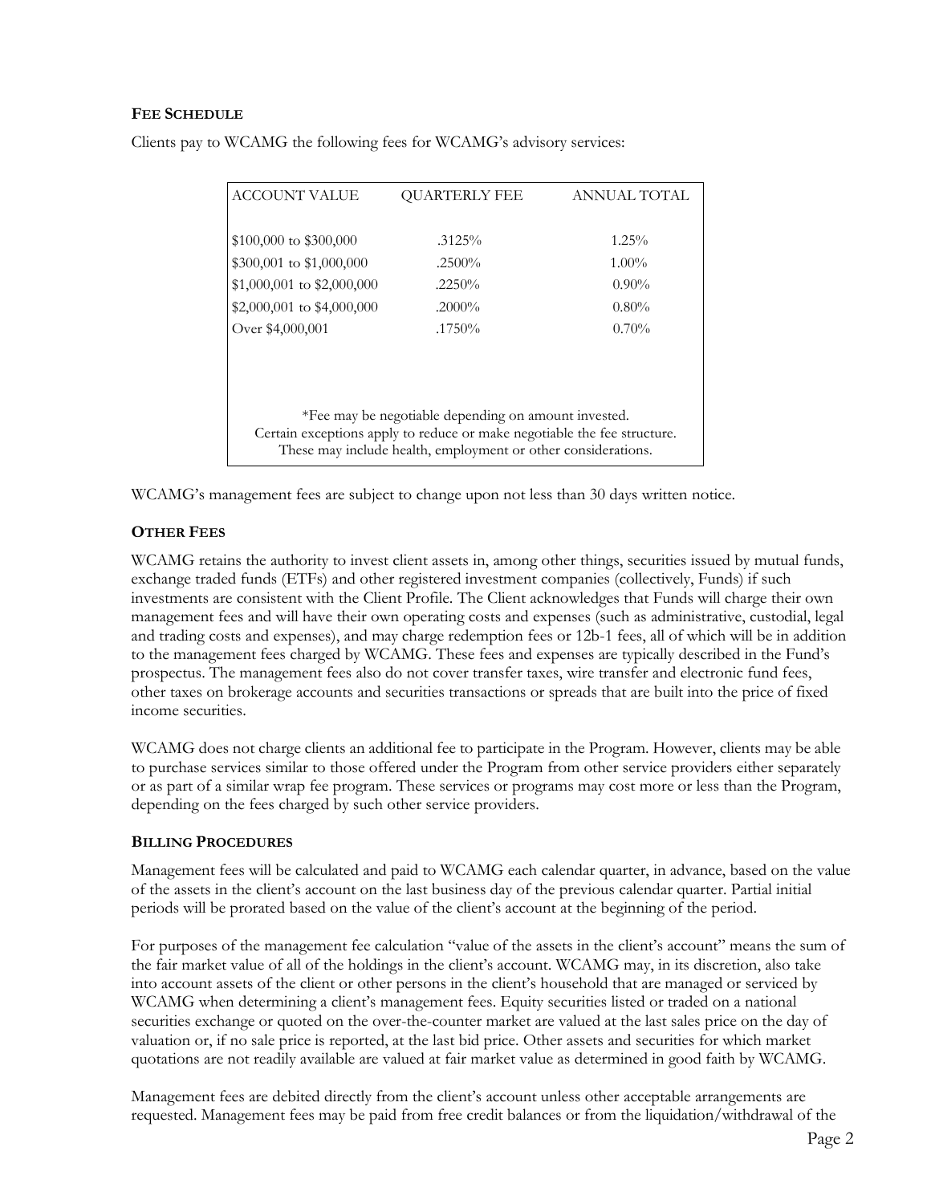### FEE SCHEDULE

Clients pay to WCAMG the following fees for WCAMG's advisory services:

| ACCOUNT VALUE | QUARTERLY FEE | ANNUAL TOTAL |
|---|---|---|
| $100,000 to $300,000 | .3125% | 1.25% |
| $300,001 to $1,000,000 | .2500% | 1.00% |
| $1,000,001 to $2,000,000 | .2250% | 0.90% |
| $2,000,001 to $4,000,000 | .2000% | 0.80% |
| Over $4,000,001 | .1750% | 0.70% |

*Fee may be negotiable depending on amount invested.
Certain exceptions apply to reduce or make negotiable the fee structure.
These may include health, employment or other considerations.

WCAMG's management fees are subject to change upon not less than 30 days written notice.

### OTHER FEES

WCAMG retains the authority to invest client assets in, among other things, securities issued by mutual funds, exchange traded funds (ETFs) and other registered investment companies (collectively, Funds) if such investments are consistent with the Client Profile. The Client acknowledges that Funds will charge their own management fees and will have their own operating costs and expenses (such as administrative, custodial, legal and trading costs and expenses), and may charge redemption fees or 12b-1 fees, all of which will be in addition to the management fees charged by WCAMG. These fees and expenses are typically described in the Fund's prospectus. The management fees also do not cover transfer taxes, wire transfer and electronic fund fees, other taxes on brokerage accounts and securities transactions or spreads that are built into the price of fixed income securities.

WCAMG does not charge clients an additional fee to participate in the Program. However, clients may be able to purchase services similar to those offered under the Program from other service providers either separately or as part of a similar wrap fee program. These services or programs may cost more or less than the Program, depending on the fees charged by such other service providers.

### BILLING PROCEDURES

Management fees will be calculated and paid to WCAMG each calendar quarter, in advance, based on the value of the assets in the client's account on the last business day of the previous calendar quarter. Partial initial periods will be prorated based on the value of the client's account at the beginning of the period.

For purposes of the management fee calculation "value of the assets in the client's account" means the sum of the fair market value of all of the holdings in the client's account. WCAMG may, in its discretion, also take into account assets of the client or other persons in the client's household that are managed or serviced by WCAMG when determining a client's management fees. Equity securities listed or traded on a national securities exchange or quoted on the over-the-counter market are valued at the last sales price on the day of valuation or, if no sale price is reported, at the last bid price. Other assets and securities for which market quotations are not readily available are valued at fair market value as determined in good faith by WCAMG.

Management fees are debited directly from the client's account unless other acceptable arrangements are requested. Management fees may be paid from free credit balances or from the liquidation/withdrawal of the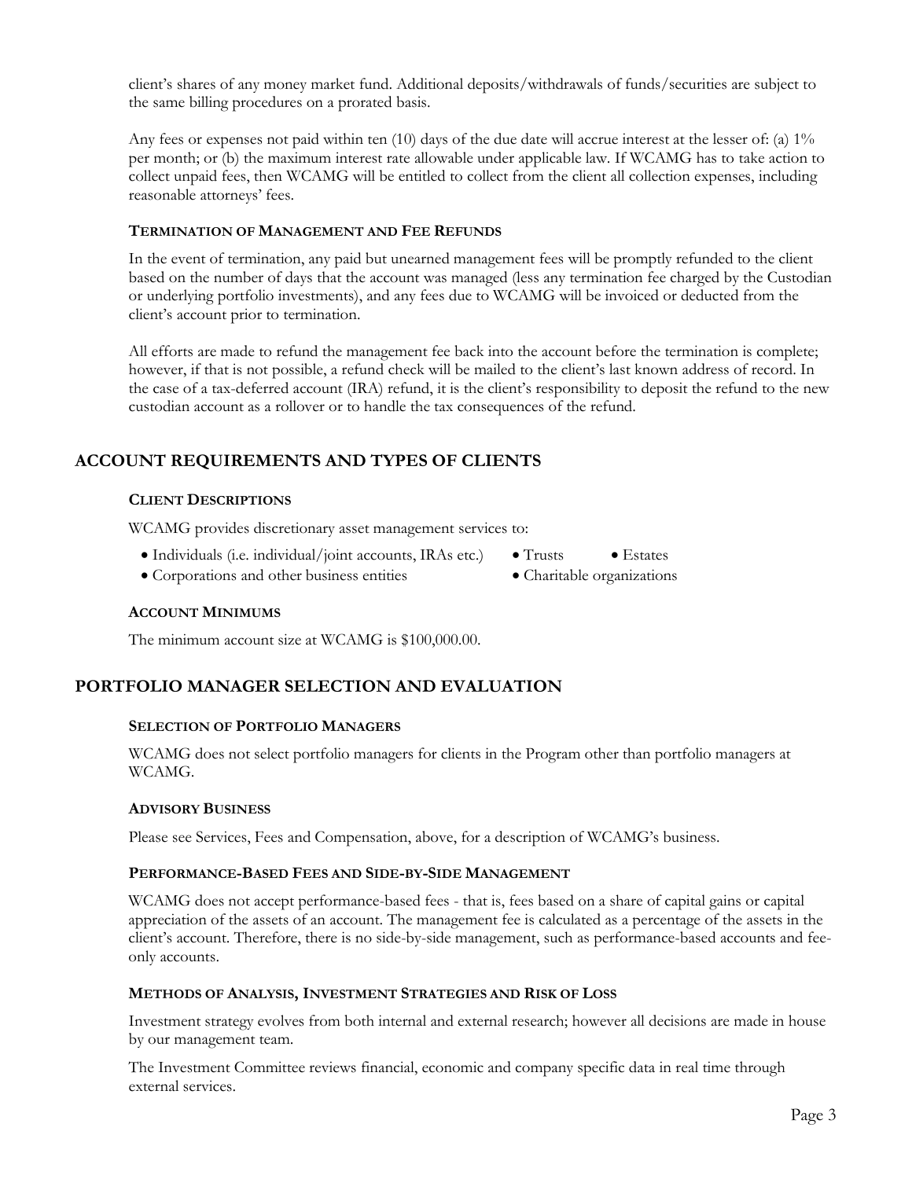client's shares of any money market fund. Additional deposits/withdrawals of funds/securities are subject to the same billing procedures on a prorated basis.

Any fees or expenses not paid within ten (10) days of the due date will accrue interest at the lesser of: (a) 1% per month; or (b) the maximum interest rate allowable under applicable law. If WCAMG has to take action to collect unpaid fees, then WCAMG will be entitled to collect from the client all collection expenses, including reasonable attorneys' fees.

### TERMINATION OF MANAGEMENT AND FEE REFUNDS

In the event of termination, any paid but unearned management fees will be promptly refunded to the client based on the number of days that the account was managed (less any termination fee charged by the Custodian or underlying portfolio investments), and any fees due to WCAMG will be invoiced or deducted from the client's account prior to termination.

All efforts are made to refund the management fee back into the account before the termination is complete; however, if that is not possible, a refund check will be mailed to the client's last known address of record. In the case of a tax-deferred account (IRA) refund, it is the client's responsibility to deposit the refund to the new custodian account as a rollover or to handle the tax consequences of the refund.

## ACCOUNT REQUIREMENTS AND TYPES OF CLIENTS

### CLIENT DESCRIPTIONS

WCAMG provides discretionary asset management services to:

- Individuals (i.e. individual/joint accounts, IRAs etc.)
- Trusts
- Estates
- Corporations and other business entities
- Charitable organizations

### ACCOUNT MINIMUMS

The minimum account size at WCAMG is $100,000.00.

## PORTFOLIO MANAGER SELECTION AND EVALUATION

### SELECTION OF PORTFOLIO MANAGERS

WCAMG does not select portfolio managers for clients in the Program other than portfolio managers at WCAMG.

### ADVISORY BUSINESS

Please see Services, Fees and Compensation, above, for a description of WCAMG's business.

### PERFORMANCE-BASED FEES AND SIDE-BY-SIDE MANAGEMENT

WCAMG does not accept performance-based fees - that is, fees based on a share of capital gains or capital appreciation of the assets of an account. The management fee is calculated as a percentage of the assets in the client's account. Therefore, there is no side-by-side management, such as performance-based accounts and fee-only accounts.

### METHODS OF ANALYSIS, INVESTMENT STRATEGIES AND RISK OF LOSS

Investment strategy evolves from both internal and external research; however all decisions are made in house by our management team.

The Investment Committee reviews financial, economic and company specific data in real time through external services.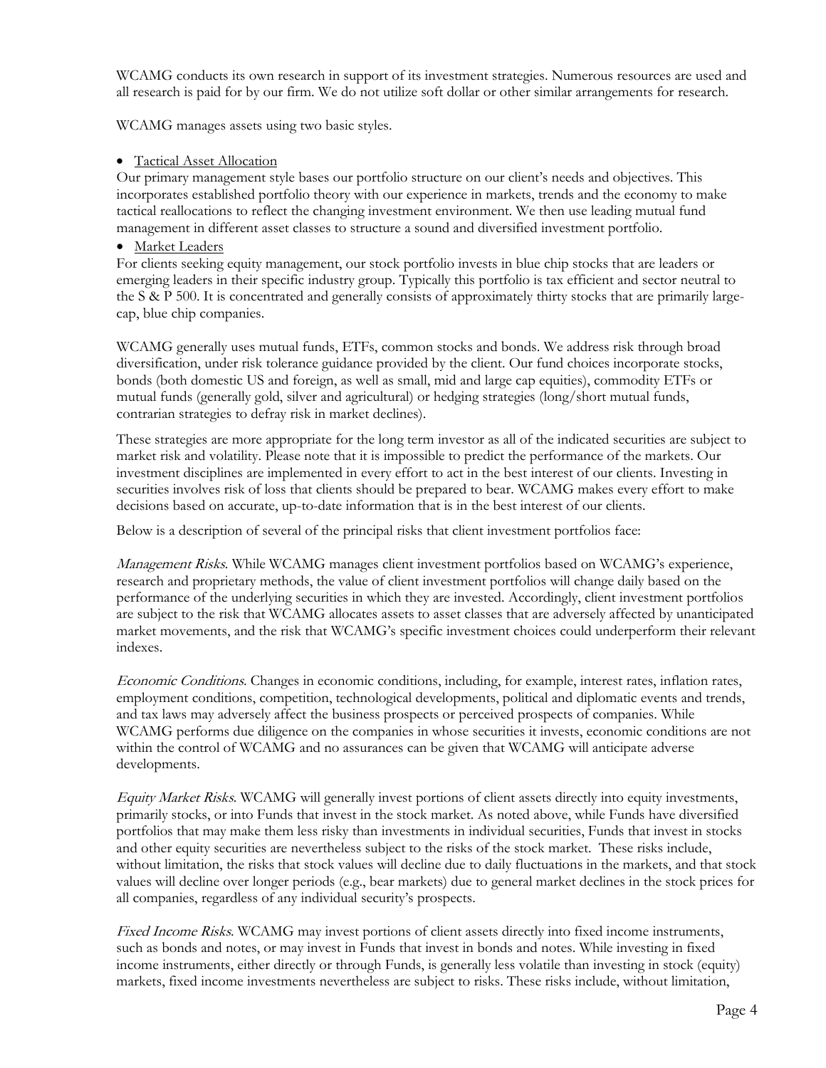WCAMG conducts its own research in support of its investment strategies. Numerous resources are used and all research is paid for by our firm. We do not utilize soft dollar or other similar arrangements for research.

WCAMG manages assets using two basic styles.

- Tactical Asset Allocation

Our primary management style bases our portfolio structure on our client's needs and objectives. This incorporates established portfolio theory with our experience in markets, trends and the economy to make tactical reallocations to reflect the changing investment environment. We then use leading mutual fund management in different asset classes to structure a sound and diversified investment portfolio.

- Market Leaders

For clients seeking equity management, our stock portfolio invests in blue chip stocks that are leaders or emerging leaders in their specific industry group. Typically this portfolio is tax efficient and sector neutral to the S & P 500. It is concentrated and generally consists of approximately thirty stocks that are primarily large-cap, blue chip companies.

WCAMG generally uses mutual funds, ETFs, common stocks and bonds. We address risk through broad diversification, under risk tolerance guidance provided by the client. Our fund choices incorporate stocks, bonds (both domestic US and foreign, as well as small, mid and large cap equities), commodity ETFs or mutual funds (generally gold, silver and agricultural) or hedging strategies (long/short mutual funds, contrarian strategies to defray risk in market declines).

These strategies are more appropriate for the long term investor as all of the indicated securities are subject to market risk and volatility. Please note that it is impossible to predict the performance of the markets. Our investment disciplines are implemented in every effort to act in the best interest of our clients. Investing in securities involves risk of loss that clients should be prepared to bear. WCAMG makes every effort to make decisions based on accurate, up-to-date information that is in the best interest of our clients.

Below is a description of several of the principal risks that client investment portfolios face:

*Management Risks*. While WCAMG manages client investment portfolios based on WCAMG's experience, research and proprietary methods, the value of client investment portfolios will change daily based on the performance of the underlying securities in which they are invested. Accordingly, client investment portfolios are subject to the risk that WCAMG allocates assets to asset classes that are adversely affected by unanticipated market movements, and the risk that WCAMG's specific investment choices could underperform their relevant indexes.

*Economic Conditions*. Changes in economic conditions, including, for example, interest rates, inflation rates, employment conditions, competition, technological developments, political and diplomatic events and trends, and tax laws may adversely affect the business prospects or perceived prospects of companies. While WCAMG performs due diligence on the companies in whose securities it invests, economic conditions are not within the control of WCAMG and no assurances can be given that WCAMG will anticipate adverse developments.

*Equity Market Risks*. WCAMG will generally invest portions of client assets directly into equity investments, primarily stocks, or into Funds that invest in the stock market. As noted above, while Funds have diversified portfolios that may make them less risky than investments in individual securities, Funds that invest in stocks and other equity securities are nevertheless subject to the risks of the stock market. These risks include, without limitation, the risks that stock values will decline due to daily fluctuations in the markets, and that stock values will decline over longer periods (e.g., bear markets) due to general market declines in the stock prices for all companies, regardless of any individual security's prospects.

*Fixed Income Risks*. WCAMG may invest portions of client assets directly into fixed income instruments, such as bonds and notes, or may invest in Funds that invest in bonds and notes. While investing in fixed income instruments, either directly or through Funds, is generally less volatile than investing in stock (equity) markets, fixed income investments nevertheless are subject to risks. These risks include, without limitation,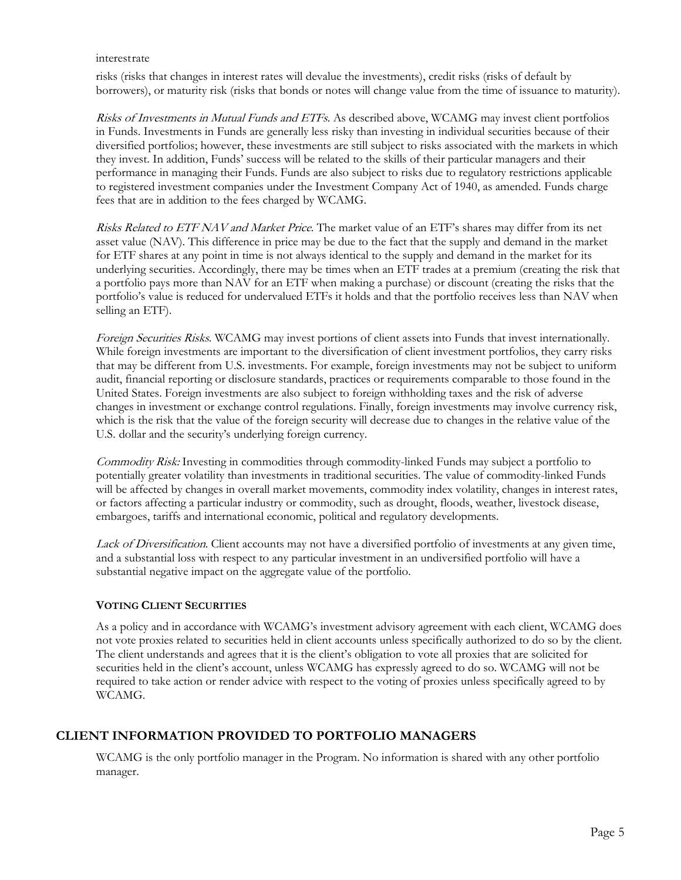interestrate

risks (risks that changes in interest rates will devalue the investments), credit risks (risks of default by borrowers), or maturity risk (risks that bonds or notes will change value from the time of issuance to maturity).

*Risks of Investments in Mutual Funds and ETFs*. As described above, WCAMG may invest client portfolios in Funds. Investments in Funds are generally less risky than investing in individual securities because of their diversified portfolios; however, these investments are still subject to risks associated with the markets in which they invest. In addition, Funds' success will be related to the skills of their particular managers and their performance in managing their Funds. Funds are also subject to risks due to regulatory restrictions applicable to registered investment companies under the Investment Company Act of 1940, as amended. Funds charge fees that are in addition to the fees charged by WCAMG.

*Risks Related to ETF NAV and Market Price*. The market value of an ETF's shares may differ from its net asset value (NAV). This difference in price may be due to the fact that the supply and demand in the market for ETF shares at any point in time is not always identical to the supply and demand in the market for its underlying securities. Accordingly, there may be times when an ETF trades at a premium (creating the risk that a portfolio pays more than NAV for an ETF when making a purchase) or discount (creating the risks that the portfolio's value is reduced for undervalued ETFs it holds and that the portfolio receives less than NAV when selling an ETF).

*Foreign Securities Risks*. WCAMG may invest portions of client assets into Funds that invest internationally. While foreign investments are important to the diversification of client investment portfolios, they carry risks that may be different from U.S. investments. For example, foreign investments may not be subject to uniform audit, financial reporting or disclosure standards, practices or requirements comparable to those found in the United States. Foreign investments are also subject to foreign withholding taxes and the risk of adverse changes in investment or exchange control regulations. Finally, foreign investments may involve currency risk, which is the risk that the value of the foreign security will decrease due to changes in the relative value of the U.S. dollar and the security's underlying foreign currency.

*Commodity Risk:* Investing in commodities through commodity-linked Funds may subject a portfolio to potentially greater volatility than investments in traditional securities. The value of commodity-linked Funds will be affected by changes in overall market movements, commodity index volatility, changes in interest rates, or factors affecting a particular industry or commodity, such as drought, floods, weather, livestock disease, embargoes, tariffs and international economic, political and regulatory developments.

*Lack of Diversification*. Client accounts may not have a diversified portfolio of investments at any given time, and a substantial loss with respect to any particular investment in an undiversified portfolio will have a substantial negative impact on the aggregate value of the portfolio.

### VOTING CLIENT SECURITIES

As a policy and in accordance with WCAMG's investment advisory agreement with each client, WCAMG does not vote proxies related to securities held in client accounts unless specifically authorized to do so by the client. The client understands and agrees that it is the client's obligation to vote all proxies that are solicited for securities held in the client's account, unless WCAMG has expressly agreed to do so. WCAMG will not be required to take action or render advice with respect to the voting of proxies unless specifically agreed to by WCAMG.

## CLIENT INFORMATION PROVIDED TO PORTFOLIO MANAGERS

WCAMG is the only portfolio manager in the Program. No information is shared with any other portfolio manager.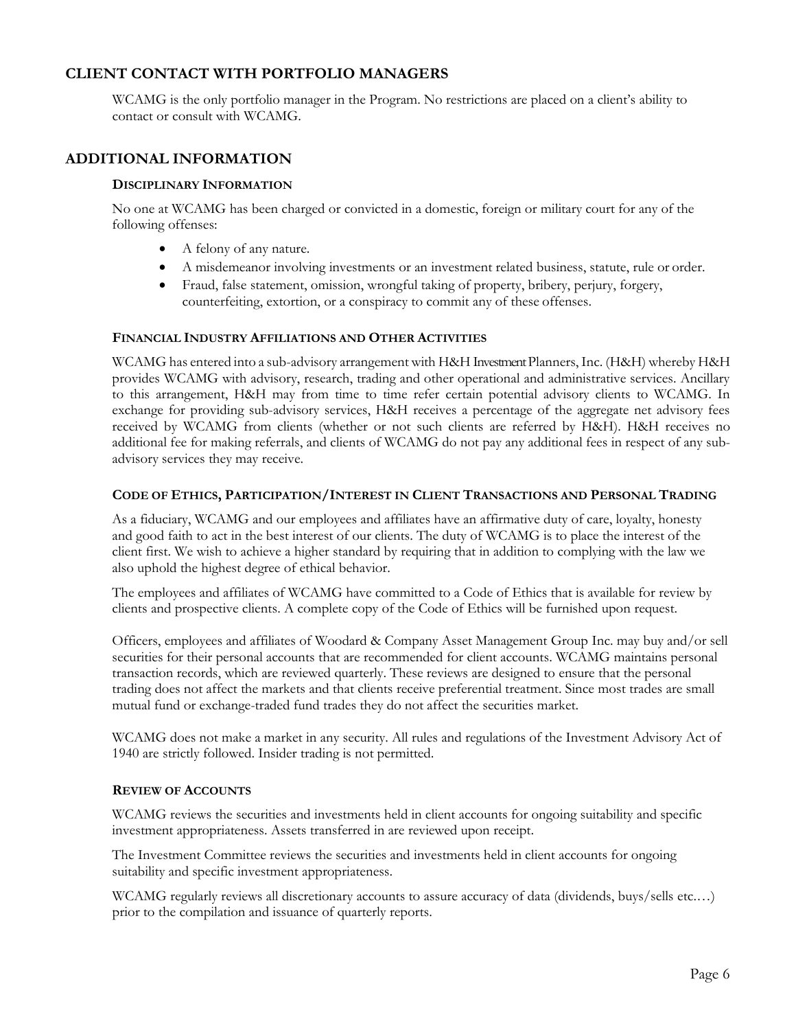## CLIENT CONTACT WITH PORTFOLIO MANAGERS

WCAMG is the only portfolio manager in the Program. No restrictions are placed on a client's ability to contact or consult with WCAMG.

## ADDITIONAL INFORMATION

### DISCIPLINARY INFORMATION

No one at WCAMG has been charged or convicted in a domestic, foreign or military court for any of the following offenses:

- A felony of any nature.
- A misdemeanor involving investments or an investment related business, statute, rule or order.
- Fraud, false statement, omission, wrongful taking of property, bribery, perjury, forgery, counterfeiting, extortion, or a conspiracy to commit any of these offenses.

### FINANCIAL INDUSTRY AFFILIATIONS AND OTHER ACTIVITIES

WCAMG has entered into a sub-advisory arrangement with H&H Investment Planners, Inc. (H&H) whereby H&H provides WCAMG with advisory, research, trading and other operational and administrative services. Ancillary to this arrangement, H&H may from time to time refer certain potential advisory clients to WCAMG. In exchange for providing sub-advisory services, H&H receives a percentage of the aggregate net advisory fees received by WCAMG from clients (whether or not such clients are referred by H&H). H&H receives no additional fee for making referrals, and clients of WCAMG do not pay any additional fees in respect of any sub-advisory services they may receive.

### CODE OF ETHICS, PARTICIPATION/INTEREST IN CLIENT TRANSACTIONS AND PERSONAL TRADING

As a fiduciary, WCAMG and our employees and affiliates have an affirmative duty of care, loyalty, honesty and good faith to act in the best interest of our clients. The duty of WCAMG is to place the interest of the client first. We wish to achieve a higher standard by requiring that in addition to complying with the law we also uphold the highest degree of ethical behavior.

The employees and affiliates of WCAMG have committed to a Code of Ethics that is available for review by clients and prospective clients. A complete copy of the Code of Ethics will be furnished upon request.

Officers, employees and affiliates of Woodard & Company Asset Management Group Inc. may buy and/or sell securities for their personal accounts that are recommended for client accounts. WCAMG maintains personal transaction records, which are reviewed quarterly. These reviews are designed to ensure that the personal trading does not affect the markets and that clients receive preferential treatment. Since most trades are small mutual fund or exchange-traded fund trades they do not affect the securities market.

WCAMG does not make a market in any security. All rules and regulations of the Investment Advisory Act of 1940 are strictly followed. Insider trading is not permitted.

### REVIEW OF ACCOUNTS

WCAMG reviews the securities and investments held in client accounts for ongoing suitability and specific investment appropriateness. Assets transferred in are reviewed upon receipt.

The Investment Committee reviews the securities and investments held in client accounts for ongoing suitability and specific investment appropriateness.

WCAMG regularly reviews all discretionary accounts to assure accuracy of data (dividends, buys/sells etc.…) prior to the compilation and issuance of quarterly reports.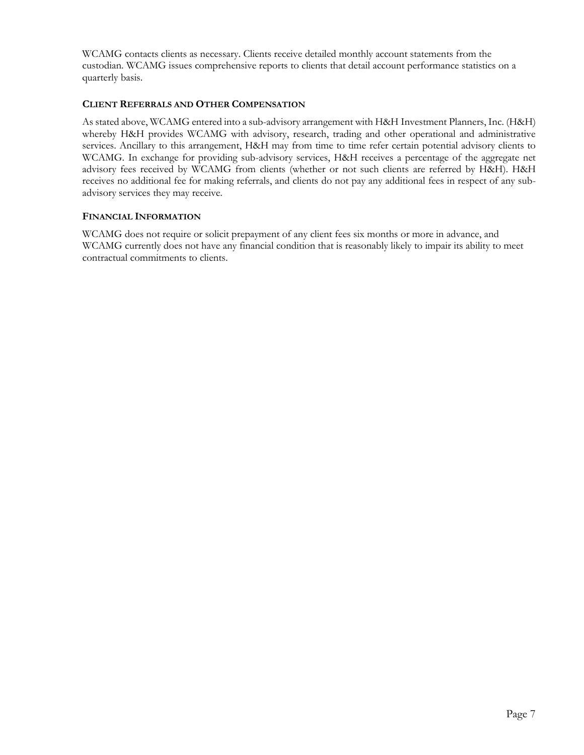WCAMG contacts clients as necessary. Clients receive detailed monthly account statements from the custodian. WCAMG issues comprehensive reports to clients that detail account performance statistics on a quarterly basis.

### CLIENT REFERRALS AND OTHER COMPENSATION

As stated above, WCAMG entered into a sub-advisory arrangement with H&H Investment Planners, Inc. (H&H) whereby H&H provides WCAMG with advisory, research, trading and other operational and administrative services. Ancillary to this arrangement, H&H may from time to time refer certain potential advisory clients to WCAMG. In exchange for providing sub-advisory services, H&H receives a percentage of the aggregate net advisory fees received by WCAMG from clients (whether or not such clients are referred by H&H). H&H receives no additional fee for making referrals, and clients do not pay any additional fees in respect of any sub-advisory services they may receive.

### FINANCIAL INFORMATION

WCAMG does not require or solicit prepayment of any client fees six months or more in advance, and WCAMG currently does not have any financial condition that is reasonably likely to impair its ability to meet contractual commitments to clients.